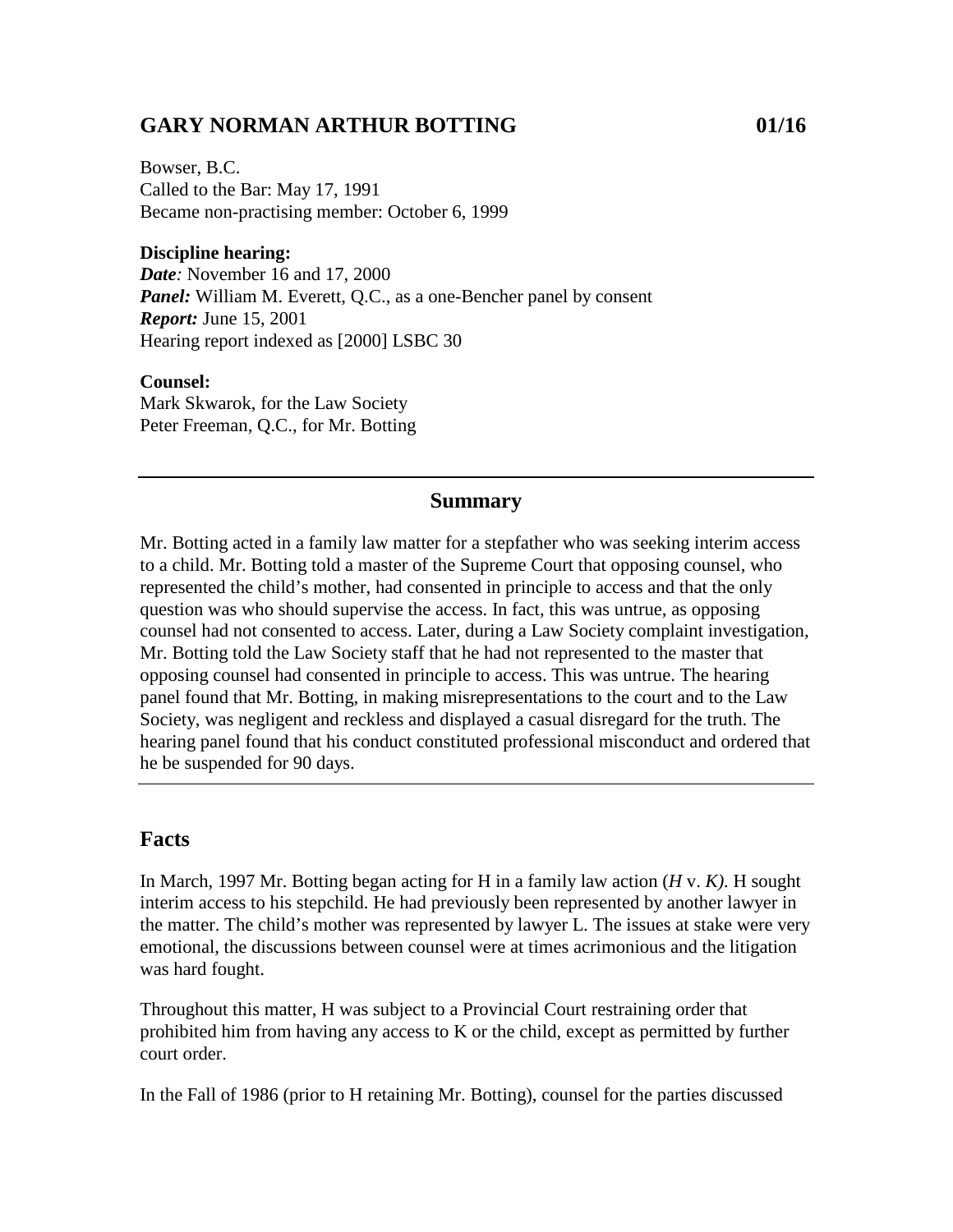# GARY NORMAN ARTHUR BOTTING 01/16

Bowser, B.C.
Called to the Bar: May 17, 1991
Became non-practising member: October 6, 1999

**Discipline hearing:**
***Date**:* November 16 and 17, 2000
***Panel:*** William M. Everett, Q.C., as a one-Bencher panel by consent
***Report:*** June 15, 2001
Hearing report indexed as [2000] LSBC 30

**Counsel:**
Mark Skwarok, for the Law Society
Peter Freeman, Q.C., for Mr. Botting

---

## Summary

Mr. Botting acted in a family law matter for a stepfather who was seeking interim access to a child. Mr. Botting told a master of the Supreme Court that opposing counsel, who represented the child's mother, had consented in principle to access and that the only question was who should supervise the access. In fact, this was untrue, as opposing counsel had not consented to access. Later, during a Law Society complaint investigation, Mr. Botting told the Law Society staff that he had not represented to the master that opposing counsel had consented in principle to access. This was untrue. The hearing panel found that Mr. Botting, in making misrepresentations to the court and to the Law Society, was negligent and reckless and displayed a casual disregard for the truth. The hearing panel found that his conduct constituted professional misconduct and ordered that he be suspended for 90 days.

---

## Facts

In March, 1997 Mr. Botting began acting for H in a family law action (*H* v. *K)*. H sought interim access to his stepchild. He had previously been represented by another lawyer in the matter. The child's mother was represented by lawyer L. The issues at stake were very emotional, the discussions between counsel were at times acrimonious and the litigation was hard fought.

Throughout this matter, H was subject to a Provincial Court restraining order that prohibited him from having any access to K or the child, except as permitted by further court order.

In the Fall of 1986 (prior to H retaining Mr. Botting), counsel for the parties discussed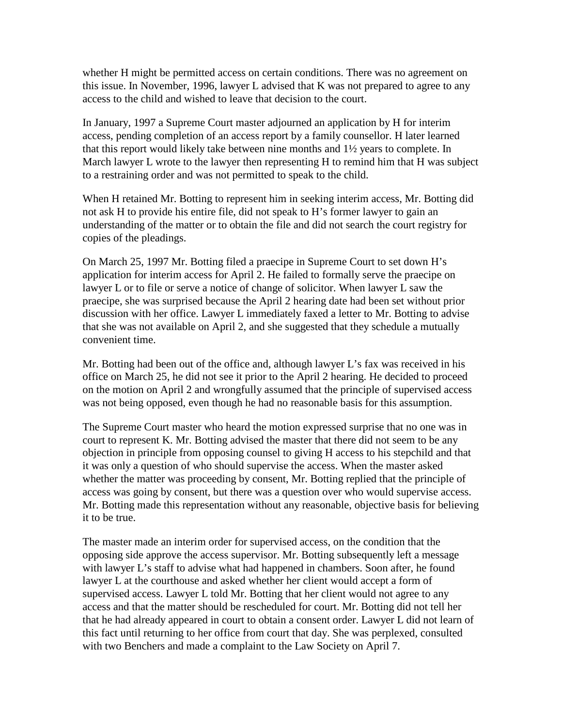whether H might be permitted access on certain conditions. There was no agreement on this issue. In November, 1996, lawyer L advised that K was not prepared to agree to any access to the child and wished to leave that decision to the court.

In January, 1997 a Supreme Court master adjourned an application by H for interim access, pending completion of an access report by a family counsellor. H later learned that this report would likely take between nine months and 1½ years to complete. In March lawyer L wrote to the lawyer then representing H to remind him that H was subject to a restraining order and was not permitted to speak to the child.

When H retained Mr. Botting to represent him in seeking interim access, Mr. Botting did not ask H to provide his entire file, did not speak to H's former lawyer to gain an understanding of the matter or to obtain the file and did not search the court registry for copies of the pleadings.

On March 25, 1997 Mr. Botting filed a praecipe in Supreme Court to set down H's application for interim access for April 2. He failed to formally serve the praecipe on lawyer L or to file or serve a notice of change of solicitor. When lawyer L saw the praecipe, she was surprised because the April 2 hearing date had been set without prior discussion with her office. Lawyer L immediately faxed a letter to Mr. Botting to advise that she was not available on April 2, and she suggested that they schedule a mutually convenient time.

Mr. Botting had been out of the office and, although lawyer L's fax was received in his office on March 25, he did not see it prior to the April 2 hearing. He decided to proceed on the motion on April 2 and wrongfully assumed that the principle of supervised access was not being opposed, even though he had no reasonable basis for this assumption.

The Supreme Court master who heard the motion expressed surprise that no one was in court to represent K. Mr. Botting advised the master that there did not seem to be any objection in principle from opposing counsel to giving H access to his stepchild and that it was only a question of who should supervise the access. When the master asked whether the matter was proceeding by consent, Mr. Botting replied that the principle of access was going by consent, but there was a question over who would supervise access. Mr. Botting made this representation without any reasonable, objective basis for believing it to be true.

The master made an interim order for supervised access, on the condition that the opposing side approve the access supervisor. Mr. Botting subsequently left a message with lawyer L's staff to advise what had happened in chambers. Soon after, he found lawyer L at the courthouse and asked whether her client would accept a form of supervised access. Lawyer L told Mr. Botting that her client would not agree to any access and that the matter should be rescheduled for court. Mr. Botting did not tell her that he had already appeared in court to obtain a consent order. Lawyer L did not learn of this fact until returning to her office from court that day. She was perplexed, consulted with two Benchers and made a complaint to the Law Society on April 7.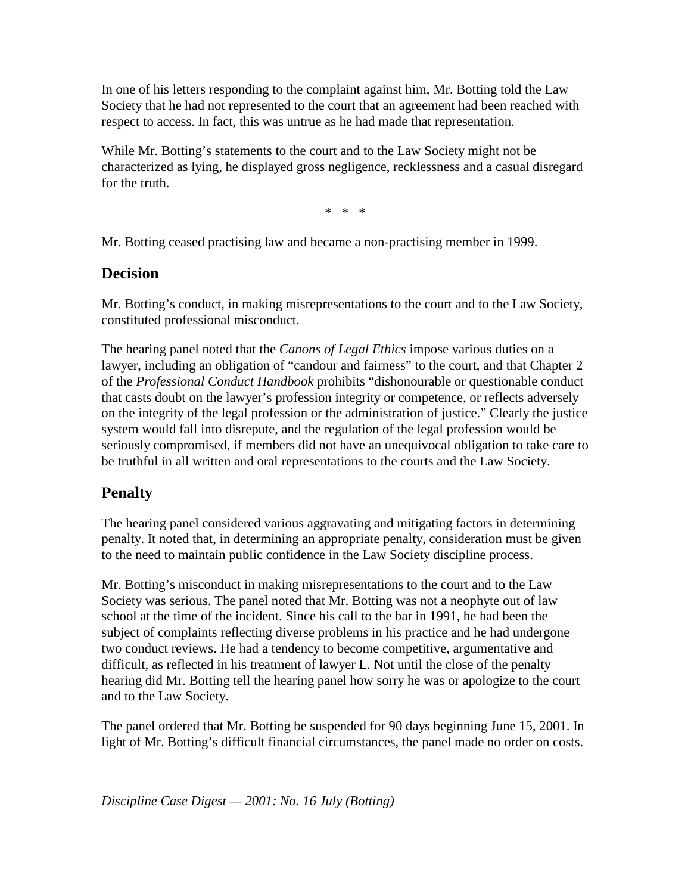In one of his letters responding to the complaint against him, Mr. Botting told the Law Society that he had not represented to the court that an agreement had been reached with respect to access. In fact, this was untrue as he had made that representation.

While Mr. Botting's statements to the court and to the Law Society might not be characterized as lying, he displayed gross negligence, recklessness and a casual disregard for the truth.

\* \* \*

Mr. Botting ceased practising law and became a non-practising member in 1999.

## Decision

Mr. Botting's conduct, in making misrepresentations to the court and to the Law Society, constituted professional misconduct.

The hearing panel noted that the *Canons of Legal Ethics* impose various duties on a lawyer, including an obligation of "candour and fairness" to the court, and that Chapter 2 of the *Professional Conduct Handbook* prohibits "dishonourable or questionable conduct that casts doubt on the lawyer's profession integrity or competence, or reflects adversely on the integrity of the legal profession or the administration of justice." Clearly the justice system would fall into disrepute, and the regulation of the legal profession would be seriously compromised, if members did not have an unequivocal obligation to take care to be truthful in all written and oral representations to the courts and the Law Society.

## Penalty

The hearing panel considered various aggravating and mitigating factors in determining penalty. It noted that, in determining an appropriate penalty, consideration must be given to the need to maintain public confidence in the Law Society discipline process.

Mr. Botting's misconduct in making misrepresentations to the court and to the Law Society was serious. The panel noted that Mr. Botting was not a neophyte out of law school at the time of the incident. Since his call to the bar in 1991, he had been the subject of complaints reflecting diverse problems in his practice and he had undergone two conduct reviews. He had a tendency to become competitive, argumentative and difficult, as reflected in his treatment of lawyer L. Not until the close of the penalty hearing did Mr. Botting tell the hearing panel how sorry he was or apologize to the court and to the Law Society.

The panel ordered that Mr. Botting be suspended for 90 days beginning June 15, 2001. In light of Mr. Botting's difficult financial circumstances, the panel made no order on costs.

*Discipline Case Digest — 2001: No. 16 July (Botting)*